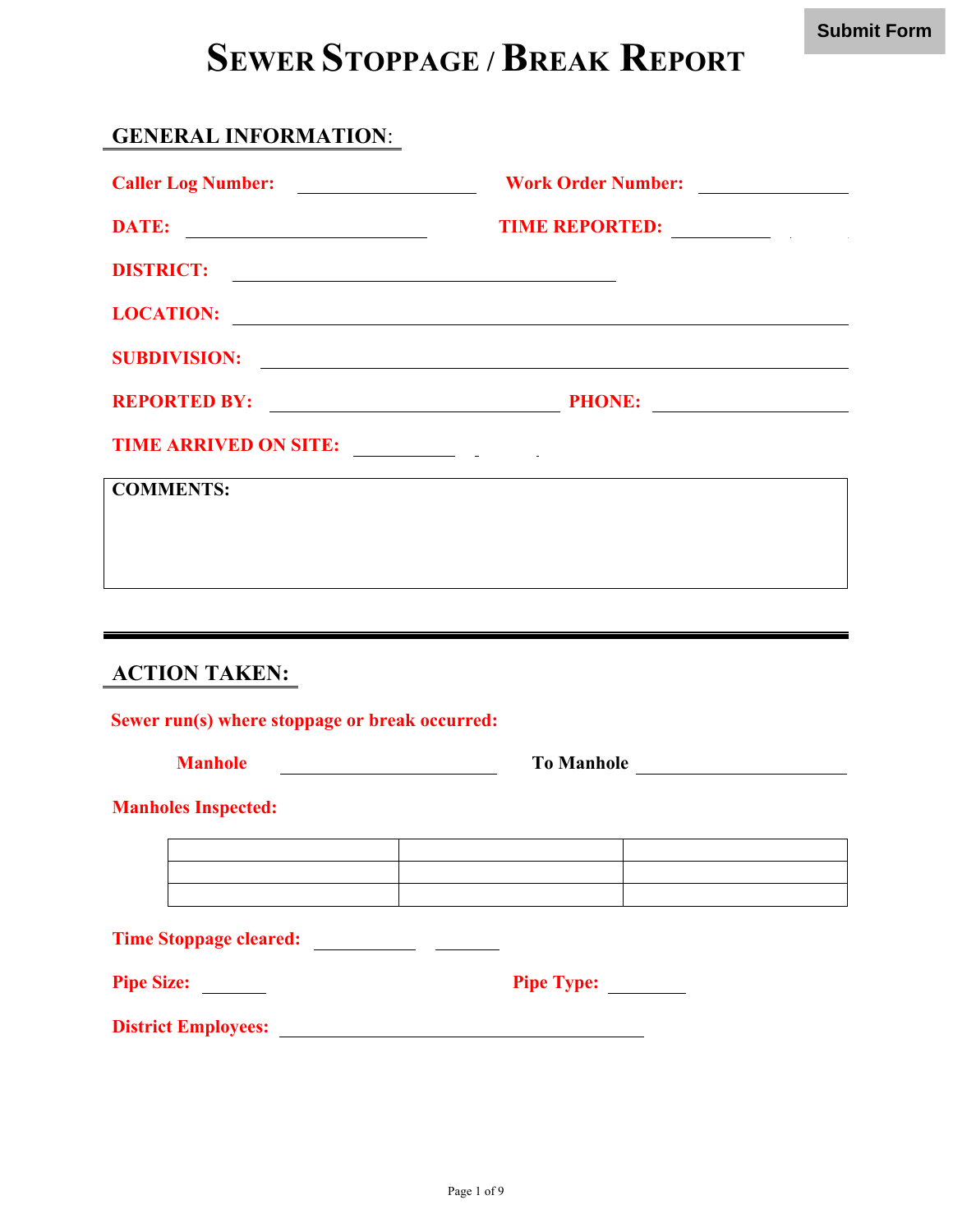Submit Form

# Sewer Stoppage / Break Report

## GENERAL INFORMATION:

**Caller Log Number:** ____________________ **Work Order Number:** ________________

**DATE:** ___________________________ **TIME REPORTED:** ___________

**DISTRICT:** ___________________________________________

**LOCATION:** ______________________________________________________________________

**SUBDIVISION:** ___________________________________________________________________

**REPORTED BY:** ________________________________ **PHONE:** ______________________

**TIME ARRIVED ON SITE:** ___________

**COMMENTS:**

---

## ACTION TAKEN:

**Sewer run(s) where stoppage or break occurred:**

**Manhole** ________________________ **To Manhole** ________________________

**Manholes Inspected:**

| | | |
|---|---|---|
| | | |
| | | |

**Time Stoppage cleared:** ___________ _______

**Pipe Size:** _______ **Pipe Type:** ________

**District Employees:** ________________________________________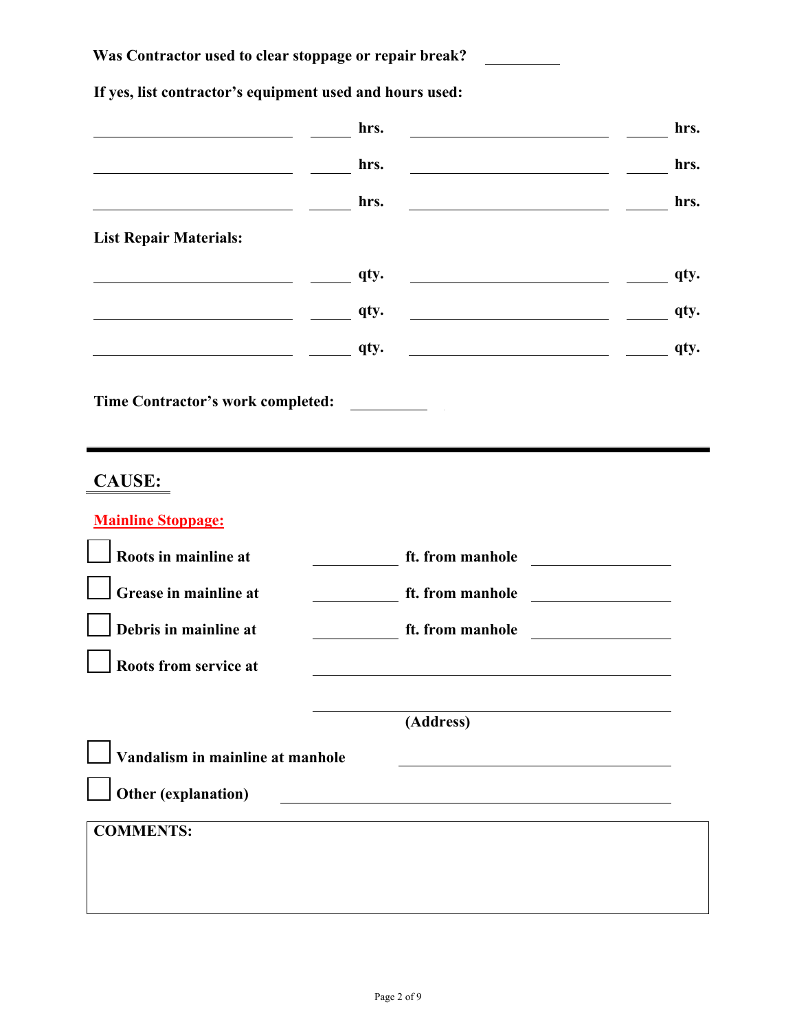**Was Contractor used to clear stoppage or repair break?** __________

**If yes, list contractor's equipment used and hours used:**

| | | | |
|---|---|---|---|
| ____________________ | _____ **hrs.** | ____________________ | _____ **hrs.** |
| ____________________ | _____ **hrs.** | ____________________ | _____ **hrs.** |
| ____________________ | _____ **hrs.** | ____________________ | _____ **hrs.** |

**List Repair Materials:**

| | | | |
|---|---|---|---|
| ____________________ | _____ **qty.** | ____________________ | _____ **qty.** |
| ____________________ | _____ **qty.** | ____________________ | _____ **qty.** |
| ____________________ | _____ **qty.** | ____________________ | _____ **qty.** |

**Time Contractor's work completed:** __________

---

## CAUSE:

**Mainline Stoppage:**

- ☐ **Roots in mainline at** __________ **ft. from manhole** ______________
- ☐ **Grease in mainline at** __________ **ft. from manhole** ______________
- ☐ **Debris in mainline at** __________ **ft. from manhole** ______________
- ☐ **Roots from service at** ________________________________

  ________________________________
  **(Address)**

- ☐ **Vandalism in mainline at manhole** ________________________________
- ☐ **Other (explanation)** ________________________________

**COMMENTS:**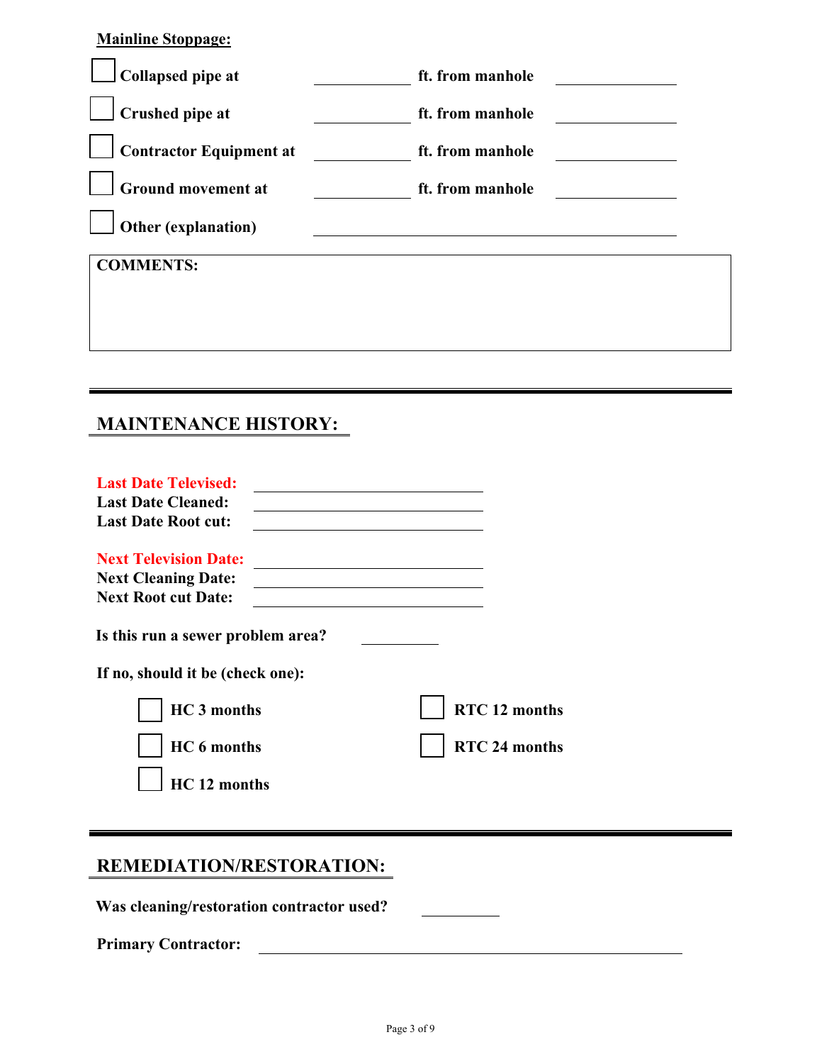**Mainline Stoppage:**

- [ ] Collapsed pipe at \_\_\_\_\_\_\_\_\_\_ ft. from manhole \_\_\_\_\_\_\_\_\_\_
- [ ] Crushed pipe at \_\_\_\_\_\_\_\_\_\_ ft. from manhole \_\_\_\_\_\_\_\_\_\_
- [ ] Contractor Equipment at \_\_\_\_\_\_\_\_\_\_ ft. from manhole \_\_\_\_\_\_\_\_\_\_
- [ ] Ground movement at \_\_\_\_\_\_\_\_\_\_ ft. from manhole \_\_\_\_\_\_\_\_\_\_
- [ ] Other (explanation) \_\_\_\_\_\_\_\_\_\_\_\_\_\_\_\_\_\_\_\_\_\_\_\_\_\_\_\_\_\_

**COMMENTS:**

---

## MAINTENANCE HISTORY:

**Last Date Televised:** \_\_\_\_\_\_\_\_\_\_\_\_\_\_\_\_\_\_\_\_
**Last Date Cleaned:** \_\_\_\_\_\_\_\_\_\_\_\_\_\_\_\_\_\_\_\_
**Last Date Root cut:** \_\_\_\_\_\_\_\_\_\_\_\_\_\_\_\_\_\_\_\_

**Next Television Date:** \_\_\_\_\_\_\_\_\_\_\_\_\_\_\_\_\_\_\_\_
**Next Cleaning Date:** \_\_\_\_\_\_\_\_\_\_\_\_\_\_\_\_\_\_\_\_
**Next Root cut Date:** \_\_\_\_\_\_\_\_\_\_\_\_\_\_\_\_\_\_\_\_

**Is this run a sewer problem area?** \_\_\_\_\_\_\_\_

**If no, should it be (check one):**

- [ ] HC 3 months
- [ ] HC 6 months
- [ ] HC 12 months
- [ ] RTC 12 months
- [ ] RTC 24 months

---

## REMEDIATION/RESTORATION:

**Was cleaning/restoration contractor used?** \_\_\_\_\_\_\_\_

**Primary Contractor:** \_\_\_\_\_\_\_\_\_\_\_\_\_\_\_\_\_\_\_\_\_\_\_\_\_\_\_\_\_\_\_\_\_\_\_\_\_\_\_\_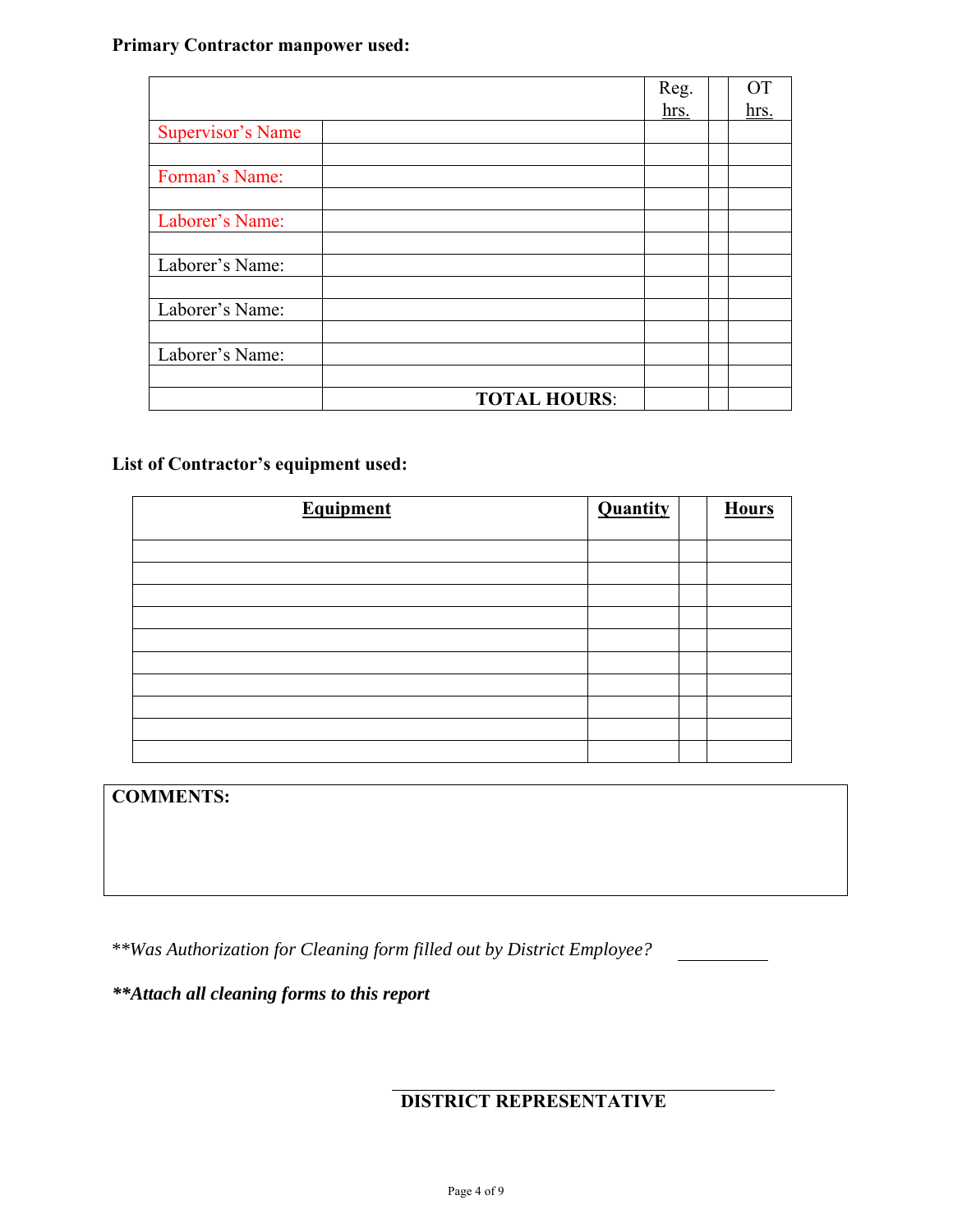**Primary Contractor manpower used:**

| | | Reg. hrs. | | OT hrs. |
|---|---|---|---|---|
| Supervisor's Name | | | | |
| | | | | |
| Forman's Name: | | | | |
| | | | | |
| Laborer's Name: | | | | |
| | | | | |
| Laborer's Name: | | | | |
| | | | | |
| Laborer's Name: | | | | |
| | | | | |
| Laborer's Name: | | | | |
| | | | | |
| | **TOTAL HOURS**: | | | |

**List of Contractor's equipment used:**

| Equipment | Quantity | | Hours |
|---|---|---|---|
| | | | |
| | | | |
| | | | |
| | | | |
| | | | |
| | | | |
| | | | |
| | | | |
| | | | |
| | | | |

**COMMENTS:**

*\*\*Was Authorization for Cleaning form filled out by District Employee?* __________

***\*\*Attach all cleaning forms to this report***

______________________________
**DISTRICT REPRESENTATIVE**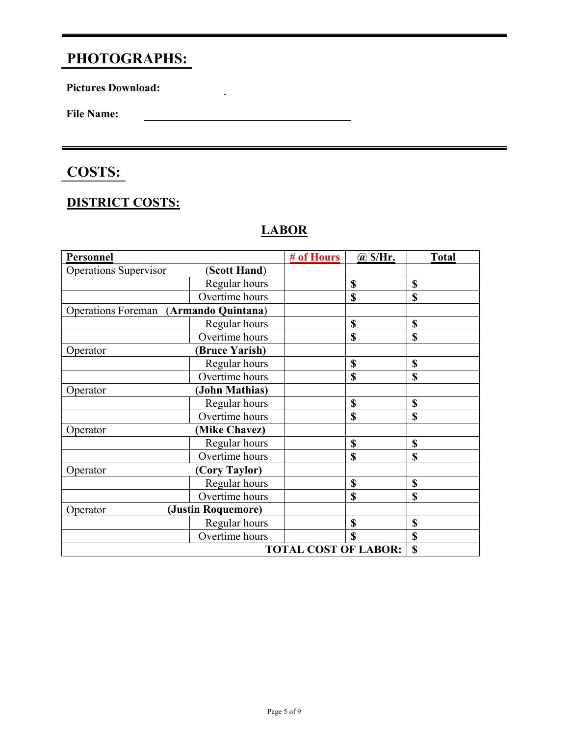## PHOTOGRAPHS:

**Pictures Download:**

**File Name:** ______________________________

## COSTS:

### DISTRICT COSTS:

#### LABOR

| **Personnel** | | **# of Hours** | **@ $/Hr.** | **Total** |
|---|---|---|---|---|
| Operations Supervisor | (**Scott Hand**) | | | |
| | Regular hours | | **$** | **$** |
| | Overtime hours | | **$** | **$** |
| Operations Foreman | (**Armando Quintana**) | | | |
| | Regular hours | | **$** | **$** |
| | Overtime hours | | **$** | **$** |
| Operator | **(Bruce Yarish)** | | | |
| | Regular hours | | **$** | **$** |
| | Overtime hours | | **$** | **$** |
| Operator | **(John Mathias)** | | | |
| | Regular hours | | **$** | **$** |
| | Overtime hours | | **$** | **$** |
| Operator | **(Mike Chavez)** | | | |
| | Regular hours | | **$** | **$** |
| | Overtime hours | | **$** | **$** |
| Operator | **(Cory Taylor)** | | | |
| | Regular hours | | **$** | **$** |
| | Overtime hours | | **$** | **$** |
| Operator | **(Justin Roquemore)** | | | |
| | Regular hours | | **$** | **$** |
| | Overtime hours | | **$** | **$** |
| | | | **TOTAL COST OF LABOR:** | **$** |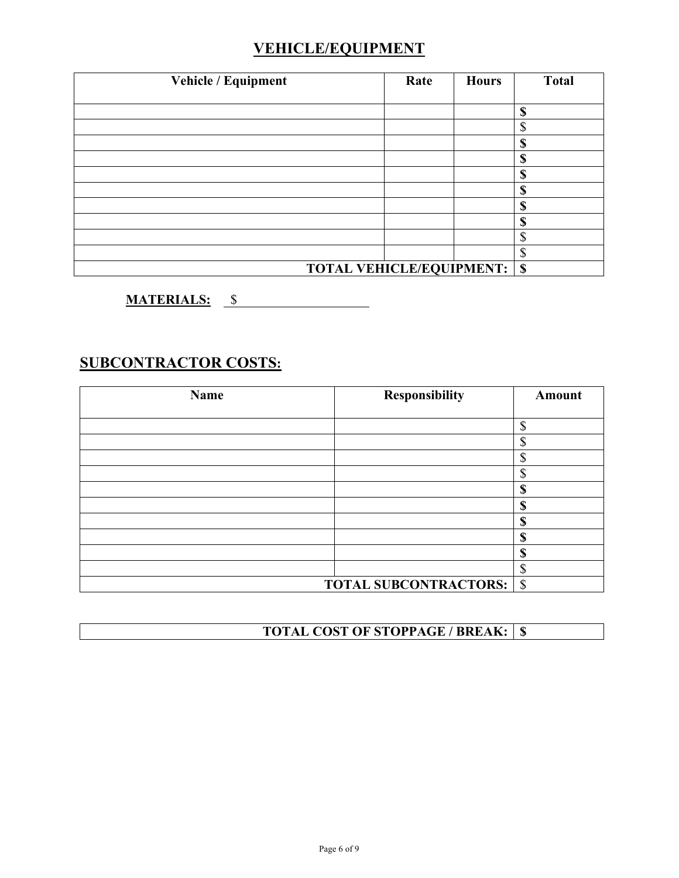# VEHICLE/EQUIPMENT

| Vehicle / Equipment | Rate | Hours | Total |
|---|---|---|---|
| | | | **$** |
| | | | $ |
| | | | **$** |
| | | | **$** |
| | | | **$** |
| | | | **$** |
| | | | **$** |
| | | | **$** |
| | | | $ |
| | | | $ |
| **TOTAL VEHICLE/EQUIPMENT:** | | | **$** |

**MATERIALS:** $ ____________________

## SUBCONTRACTOR COSTS:

| Name | Responsibility | Amount |
|---|---|---|
| | | $ |
| | | $ |
| | | $ |
| | | $ |
| | | **$** |
| | | **$** |
| | | **$** |
| | | **$** |
| | | **$** |
| | | $ |
| **TOTAL SUBCONTRACTORS:** | | $ |

| **TOTAL COST OF STOPPAGE / BREAK:** | **$** |
|---|---|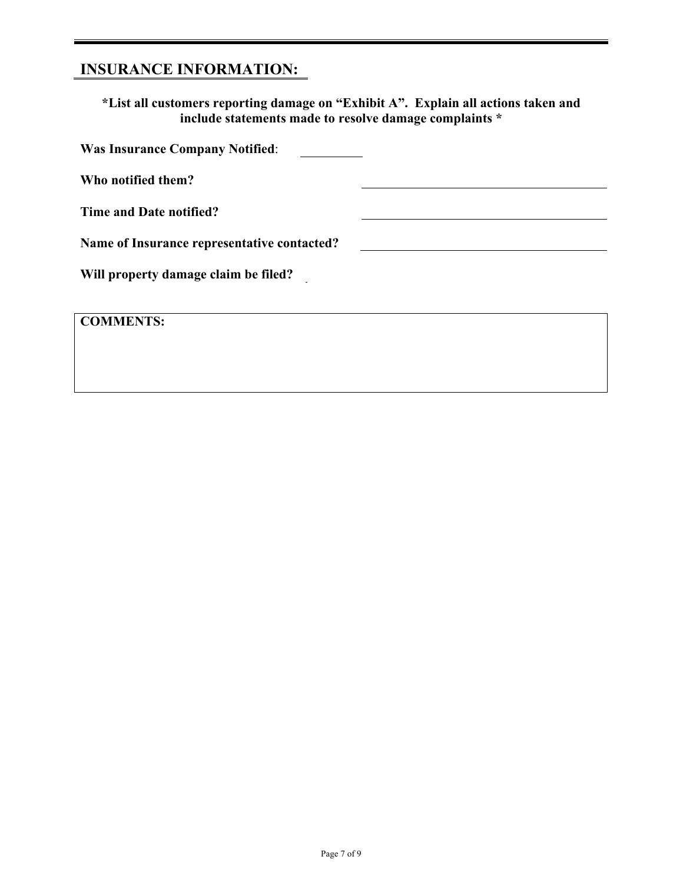## INSURANCE INFORMATION:

**\*List all customers reporting damage on "Exhibit A". Explain all actions taken and include statements made to resolve damage complaints \***

**Was Insurance Company Notified**: __________

**Who notified them?** ______________________________

**Time and Date notified?** ______________________________

**Name of Insurance representative contacted?** ______________________________

**Will property damage claim be filed?** _

| **COMMENTS:** |
|---|
| |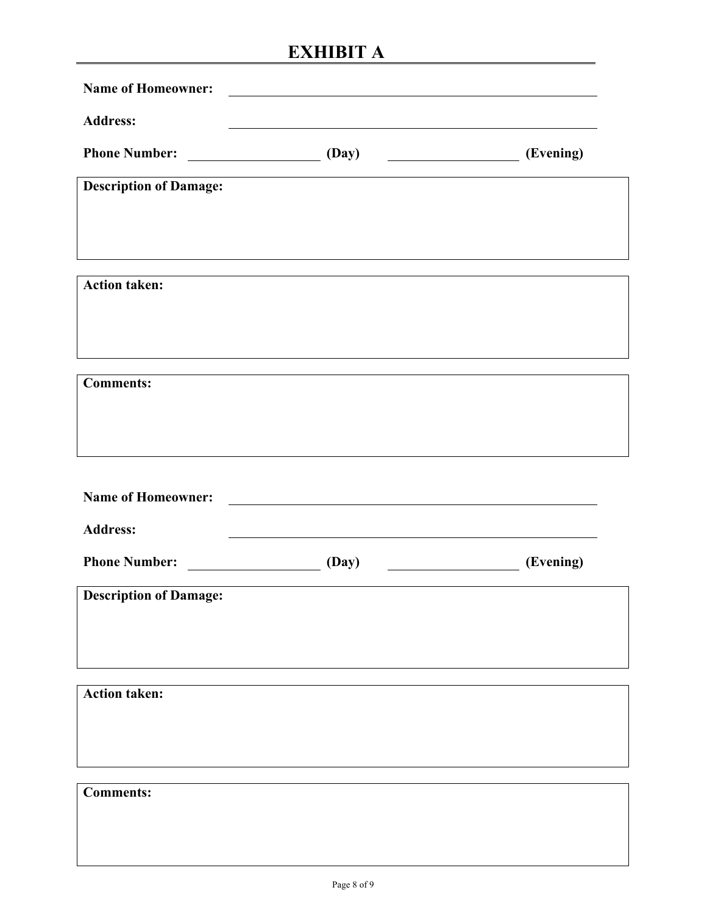# EXHIBIT A

**Name of Homeowner:** ______________________________

**Address:** ______________________________

**Phone Number:** ____________ **(Day)** ____________ **(Evening)**

**Description of Damage:**

**Action taken:**

**Comments:**

**Name of Homeowner:** ______________________________

**Address:** ______________________________

**Phone Number:** ____________ **(Day)** ____________ **(Evening)**

**Description of Damage:**

**Action taken:**

**Comments:**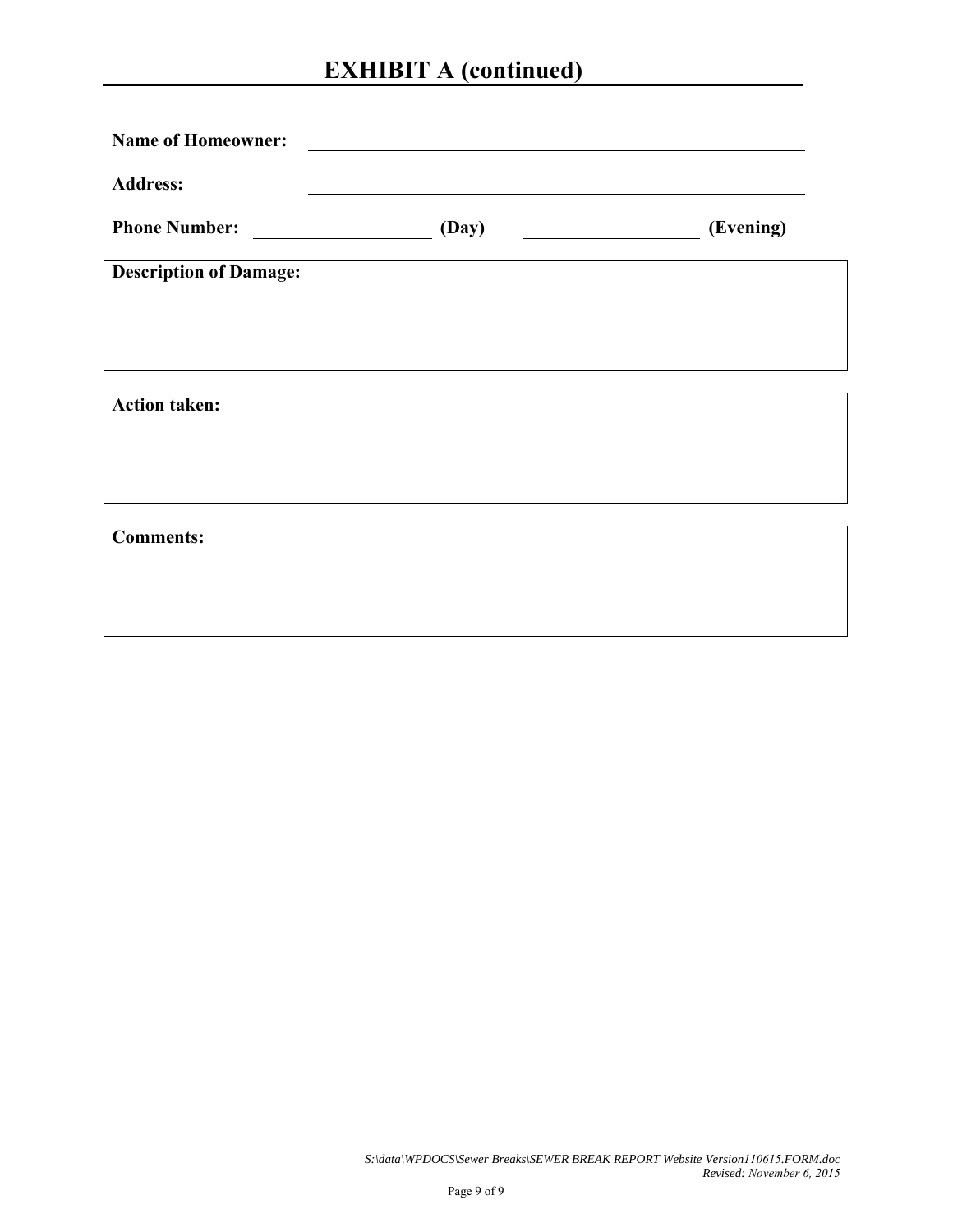# EXHIBIT A (continued)

**Name of Homeowner:** \_\_\_\_\_\_\_\_\_\_\_\_\_\_\_\_\_\_\_\_\_\_\_\_\_\_\_\_\_\_\_\_\_\_\_\_\_\_\_\_

**Address:** \_\_\_\_\_\_\_\_\_\_\_\_\_\_\_\_\_\_\_\_\_\_\_\_\_\_\_\_\_\_\_\_\_\_\_\_\_\_\_\_

**Phone Number:** \_\_\_\_\_\_\_\_\_\_\_\_\_\_\_\_ **(Day)** \_\_\_\_\_\_\_\_\_\_\_\_\_\_\_\_ **(Evening)**

| **Description of Damage:** |
| --- |
| |

| **Action taken:** |
| --- |
| |

| **Comments:** |
| --- |
| |

*S:\data\WPDOCS\Sewer Breaks\SEWER BREAK REPORT Website Version110615.FORM.doc*
*Revised: November 6, 2015*